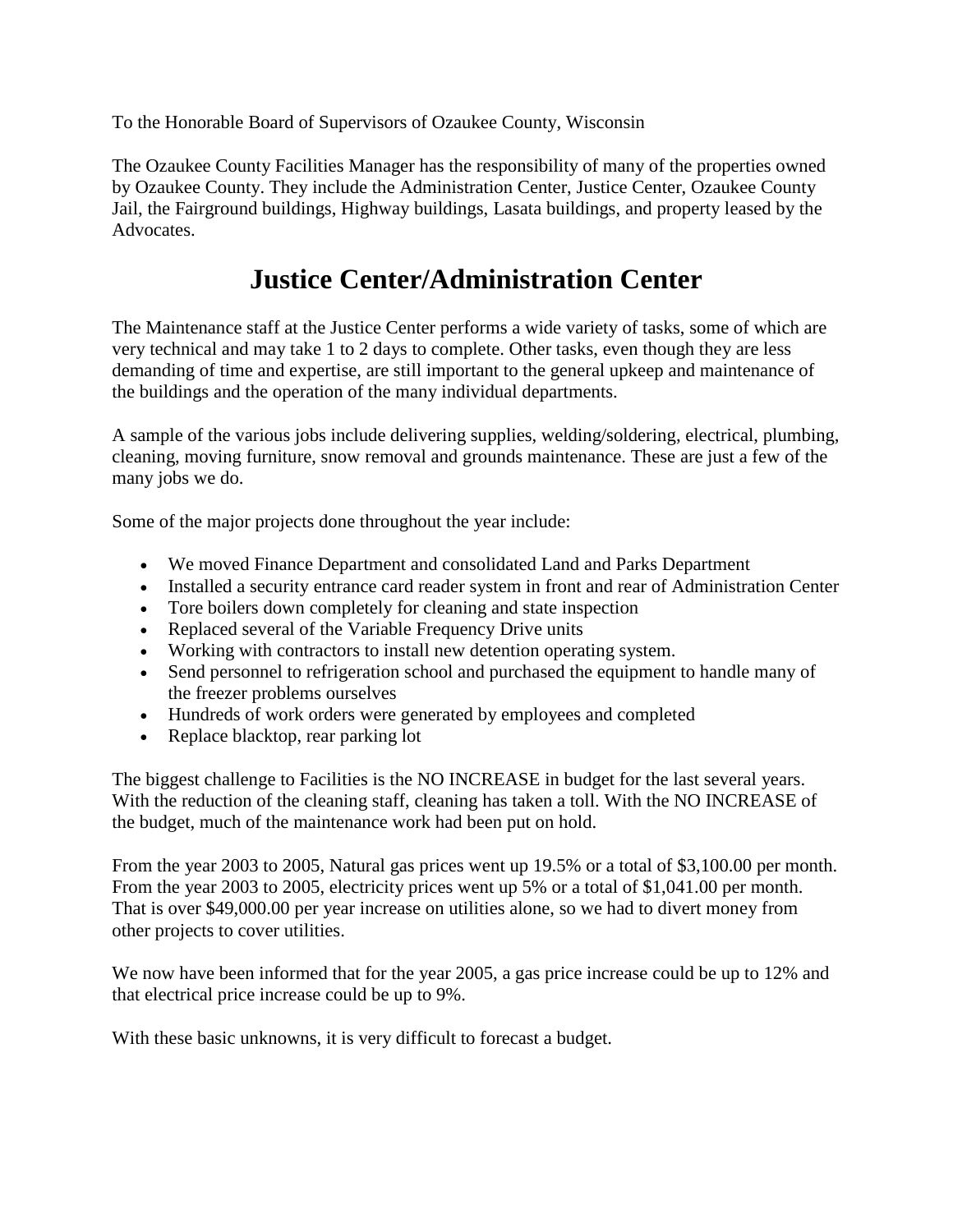To the Honorable Board of Supervisors of Ozaukee County, Wisconsin

The Ozaukee County Facilities Manager has the responsibility of many of the properties owned by Ozaukee County. They include the Administration Center, Justice Center, Ozaukee County Jail, the Fairground buildings, Highway buildings, Lasata buildings, and property leased by the Advocates.

# Justice Center/Administration Center

The Maintenance staff at the Justice Center performs a wide variety of tasks, some of which are very technical and may take 1 to 2 days to complete. Other tasks, even though they are less demanding of time and expertise, are still important to the general upkeep and maintenance of the buildings and the operation of the many individual departments.

A sample of the various jobs include delivering supplies, welding/soldering, electrical, plumbing, cleaning, moving furniture, snow removal and grounds maintenance. These are just a few of the many jobs we do.

Some of the major projects done throughout the year include:

- We moved Finance Department and consolidated Land and Parks Department
- Installed a security entrance card reader system in front and rear of Administration Center
- Tore boilers down completely for cleaning and state inspection
- Replaced several of the Variable Frequency Drive units
- Working with contractors to install new detention operating system.
- Send personnel to refrigeration school and purchased the equipment to handle many of the freezer problems ourselves
- Hundreds of work orders were generated by employees and completed
- Replace blacktop, rear parking lot

The biggest challenge to Facilities is the NO INCREASE in budget for the last several years. With the reduction of the cleaning staff, cleaning has taken a toll. With the NO INCREASE of the budget, much of the maintenance work had been put on hold.

From the year 2003 to 2005, Natural gas prices went up 19.5% or a total of $3,100.00 per month. From the year 2003 to 2005, electricity prices went up 5% or a total of $1,041.00 per month. That is over $49,000.00 per year increase on utilities alone, so we had to divert money from other projects to cover utilities.

We now have been informed that for the year 2005, a gas price increase could be up to 12% and that electrical price increase could be up to 9%.

With these basic unknowns, it is very difficult to forecast a budget.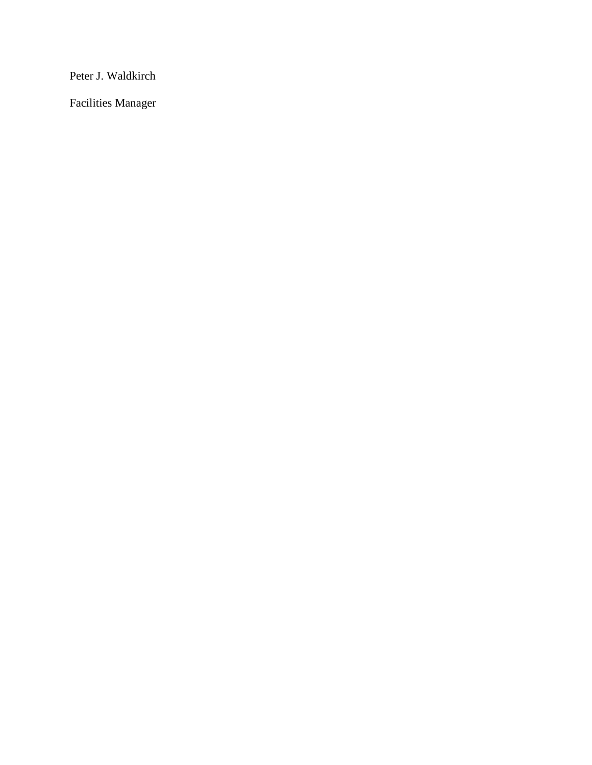Peter J. Waldkirch

Facilities Manager